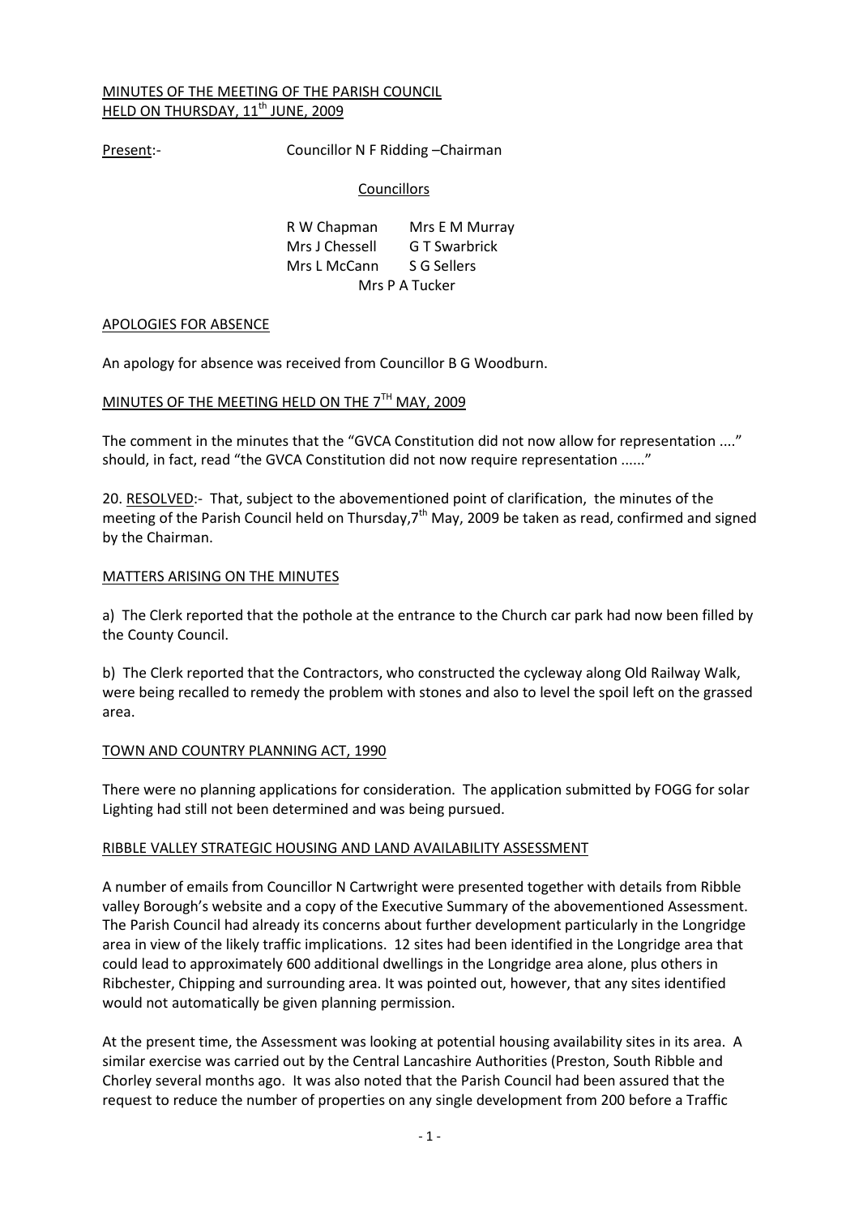MINUTES OF THE MEETING OF THE PARISH COUNCIL
HELD ON THURSDAY, 11th JUNE, 2009

Present:- Councillor N F Ridding –Chairman

Councillors

R W Chapman Mrs E M Murray
Mrs J Chessell G T Swarbrick
Mrs L McCann S G Sellers
Mrs P A Tucker

APOLOGIES FOR ABSENCE

An apology for absence was received from Councillor B G Woodburn.

MINUTES OF THE MEETING HELD ON THE 7TH MAY, 2009

The comment in the minutes that the "GVCA Constitution did not now allow for representation ...." should, in fact, read "the GVCA Constitution did not now require representation ......"

20. RESOLVED:- That, subject to the abovementioned point of clarification, the minutes of the meeting of the Parish Council held on Thursday,7th May, 2009 be taken as read, confirmed and signed by the Chairman.

MATTERS ARISING ON THE MINUTES

a) The Clerk reported that the pothole at the entrance to the Church car park had now been filled by the County Council.

b) The Clerk reported that the Contractors, who constructed the cycleway along Old Railway Walk, were being recalled to remedy the problem with stones and also to level the spoil left on the grassed area.

TOWN AND COUNTRY PLANNING ACT, 1990

There were no planning applications for consideration. The application submitted by FOGG for solar Lighting had still not been determined and was being pursued.

RIBBLE VALLEY STRATEGIC HOUSING AND LAND AVAILABILITY ASSESSMENT

A number of emails from Councillor N Cartwright were presented together with details from Ribble valley Borough's website and a copy of the Executive Summary of the abovementioned Assessment. The Parish Council had already its concerns about further development particularly in the Longridge area in view of the likely traffic implications. 12 sites had been identified in the Longridge area that could lead to approximately 600 additional dwellings in the Longridge area alone, plus others in Ribchester, Chipping and surrounding area. It was pointed out, however, that any sites identified would not automatically be given planning permission.

At the present time, the Assessment was looking at potential housing availability sites in its area. A similar exercise was carried out by the Central Lancashire Authorities (Preston, South Ribble and Chorley several months ago. It was also noted that the Parish Council had been assured that the request to reduce the number of properties on any single development from 200 before a Traffic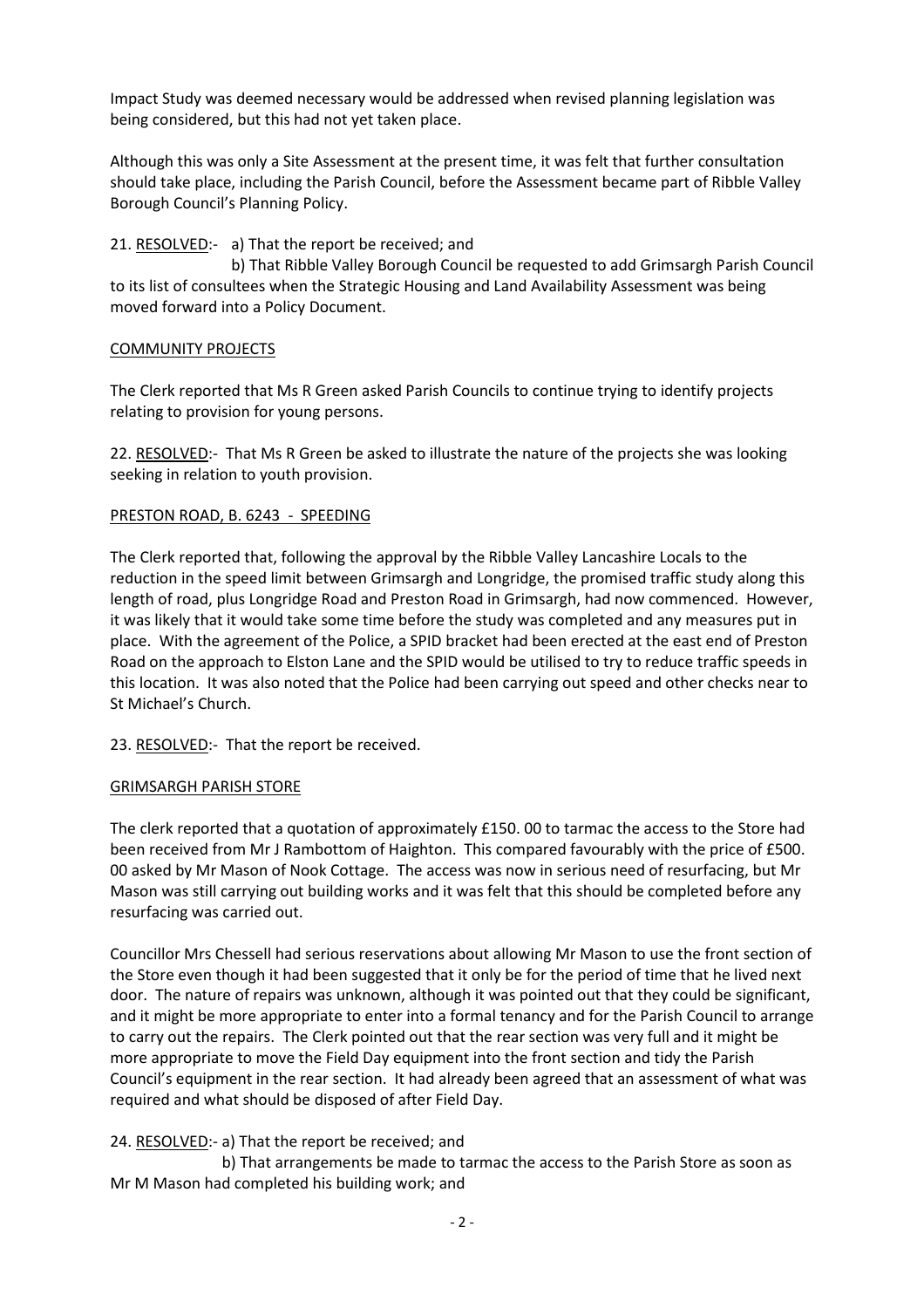Impact Study was deemed necessary would be addressed when revised planning legislation was being considered, but this had not yet taken place.

Although this was only a Site Assessment at the present time, it was felt that further consultation should take place, including the Parish Council, before the Assessment became part of Ribble Valley Borough Council's Planning Policy.

21. RESOLVED:- a) That the report be received; and

b) That Ribble Valley Borough Council be requested to add Grimsargh Parish Council to its list of consultees when the Strategic Housing and Land Availability Assessment was being moved forward into a Policy Document.

## COMMUNITY PROJECTS

The Clerk reported that Ms R Green asked Parish Councils to continue trying to identify projects relating to provision for young persons.

22. RESOLVED:- That Ms R Green be asked to illustrate the nature of the projects she was looking seeking in relation to youth provision.

## PRESTON ROAD, B. 6243 - SPEEDING

The Clerk reported that, following the approval by the Ribble Valley Lancashire Locals to the reduction in the speed limit between Grimsargh and Longridge, the promised traffic study along this length of road, plus Longridge Road and Preston Road in Grimsargh, had now commenced. However, it was likely that it would take some time before the study was completed and any measures put in place. With the agreement of the Police, a SPID bracket had been erected at the east end of Preston Road on the approach to Elston Lane and the SPID would be utilised to try to reduce traffic speeds in this location. It was also noted that the Police had been carrying out speed and other checks near to St Michael's Church.

23. RESOLVED:- That the report be received.

## GRIMSARGH PARISH STORE

The clerk reported that a quotation of approximately £150. 00 to tarmac the access to the Store had been received from Mr J Rambottom of Haighton. This compared favourably with the price of £500. 00 asked by Mr Mason of Nook Cottage. The access was now in serious need of resurfacing, but Mr Mason was still carrying out building works and it was felt that this should be completed before any resurfacing was carried out.

Councillor Mrs Chessell had serious reservations about allowing Mr Mason to use the front section of the Store even though it had been suggested that it only be for the period of time that he lived next door. The nature of repairs was unknown, although it was pointed out that they could be significant, and it might be more appropriate to enter into a formal tenancy and for the Parish Council to arrange to carry out the repairs. The Clerk pointed out that the rear section was very full and it might be more appropriate to move the Field Day equipment into the front section and tidy the Parish Council's equipment in the rear section. It had already been agreed that an assessment of what was required and what should be disposed of after Field Day.

24. RESOLVED:- a) That the report be received; and

b) That arrangements be made to tarmac the access to the Parish Store as soon as Mr M Mason had completed his building work; and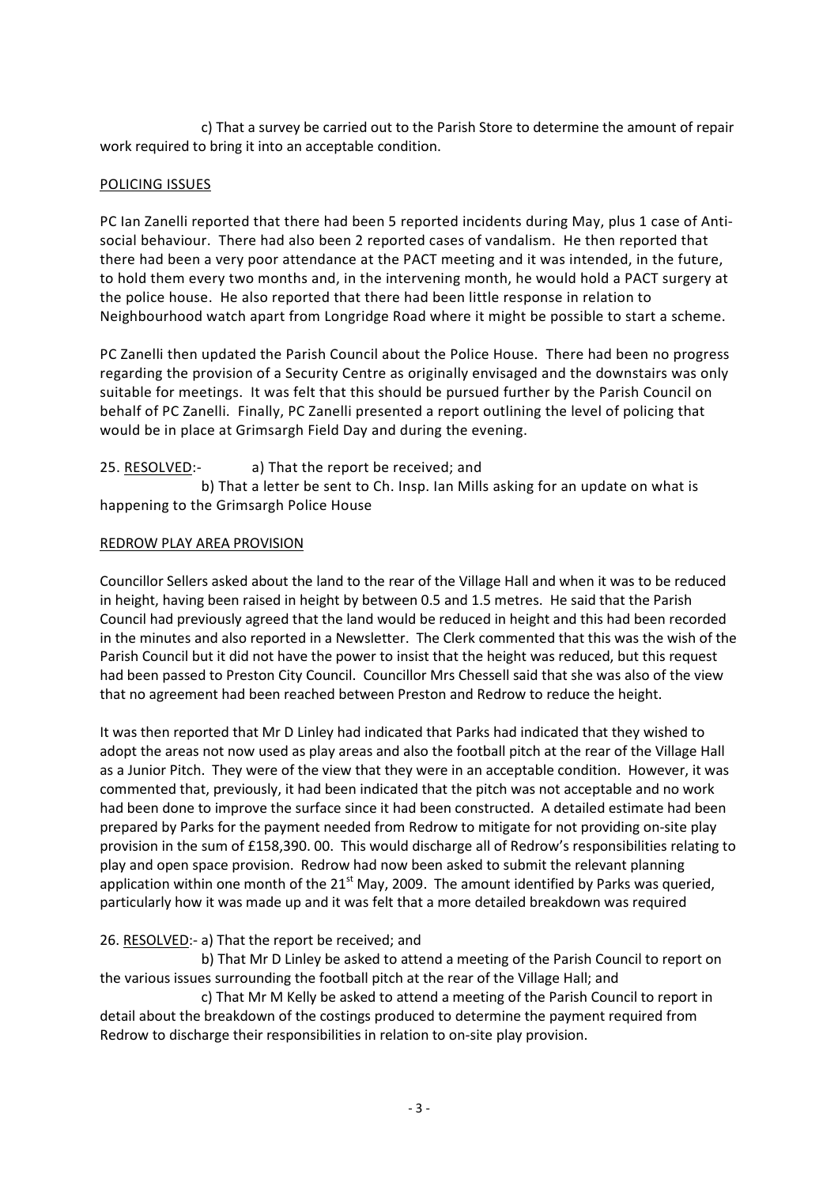c) That a survey be carried out to the Parish Store to determine the amount of repair work required to bring it into an acceptable condition.

## POLICING ISSUES

PC Ian Zanelli reported that there had been 5 reported incidents during May, plus 1 case of Anti-social behaviour. There had also been 2 reported cases of vandalism. He then reported that there had been a very poor attendance at the PACT meeting and it was intended, in the future, to hold them every two months and, in the intervening month, he would hold a PACT surgery at the police house. He also reported that there had been little response in relation to Neighbourhood watch apart from Longridge Road where it might be possible to start a scheme.

PC Zanelli then updated the Parish Council about the Police House. There had been no progress regarding the provision of a Security Centre as originally envisaged and the downstairs was only suitable for meetings. It was felt that this should be pursued further by the Parish Council on behalf of PC Zanelli. Finally, PC Zanelli presented a report outlining the level of policing that would be in place at Grimsargh Field Day and during the evening.

25. RESOLVED:- a) That the report be received; and

b) That a letter be sent to Ch. Insp. Ian Mills asking for an update on what is happening to the Grimsargh Police House

## REDROW PLAY AREA PROVISION

Councillor Sellers asked about the land to the rear of the Village Hall and when it was to be reduced in height, having been raised in height by between 0.5 and 1.5 metres. He said that the Parish Council had previously agreed that the land would be reduced in height and this had been recorded in the minutes and also reported in a Newsletter. The Clerk commented that this was the wish of the Parish Council but it did not have the power to insist that the height was reduced, but this request had been passed to Preston City Council. Councillor Mrs Chessell said that she was also of the view that no agreement had been reached between Preston and Redrow to reduce the height.

It was then reported that Mr D Linley had indicated that Parks had indicated that they wished to adopt the areas not now used as play areas and also the football pitch at the rear of the Village Hall as a Junior Pitch. They were of the view that they were in an acceptable condition. However, it was commented that, previously, it had been indicated that the pitch was not acceptable and no work had been done to improve the surface since it had been constructed. A detailed estimate had been prepared by Parks for the payment needed from Redrow to mitigate for not providing on-site play provision in the sum of £158,390. 00. This would discharge all of Redrow's responsibilities relating to play and open space provision. Redrow had now been asked to submit the relevant planning application within one month of the 21st May, 2009. The amount identified by Parks was queried, particularly how it was made up and it was felt that a more detailed breakdown was required

26. RESOLVED:- a) That the report be received; and

b) That Mr D Linley be asked to attend a meeting of the Parish Council to report on the various issues surrounding the football pitch at the rear of the Village Hall; and

c) That Mr M Kelly be asked to attend a meeting of the Parish Council to report in detail about the breakdown of the costings produced to determine the payment required from Redrow to discharge their responsibilities in relation to on-site play provision.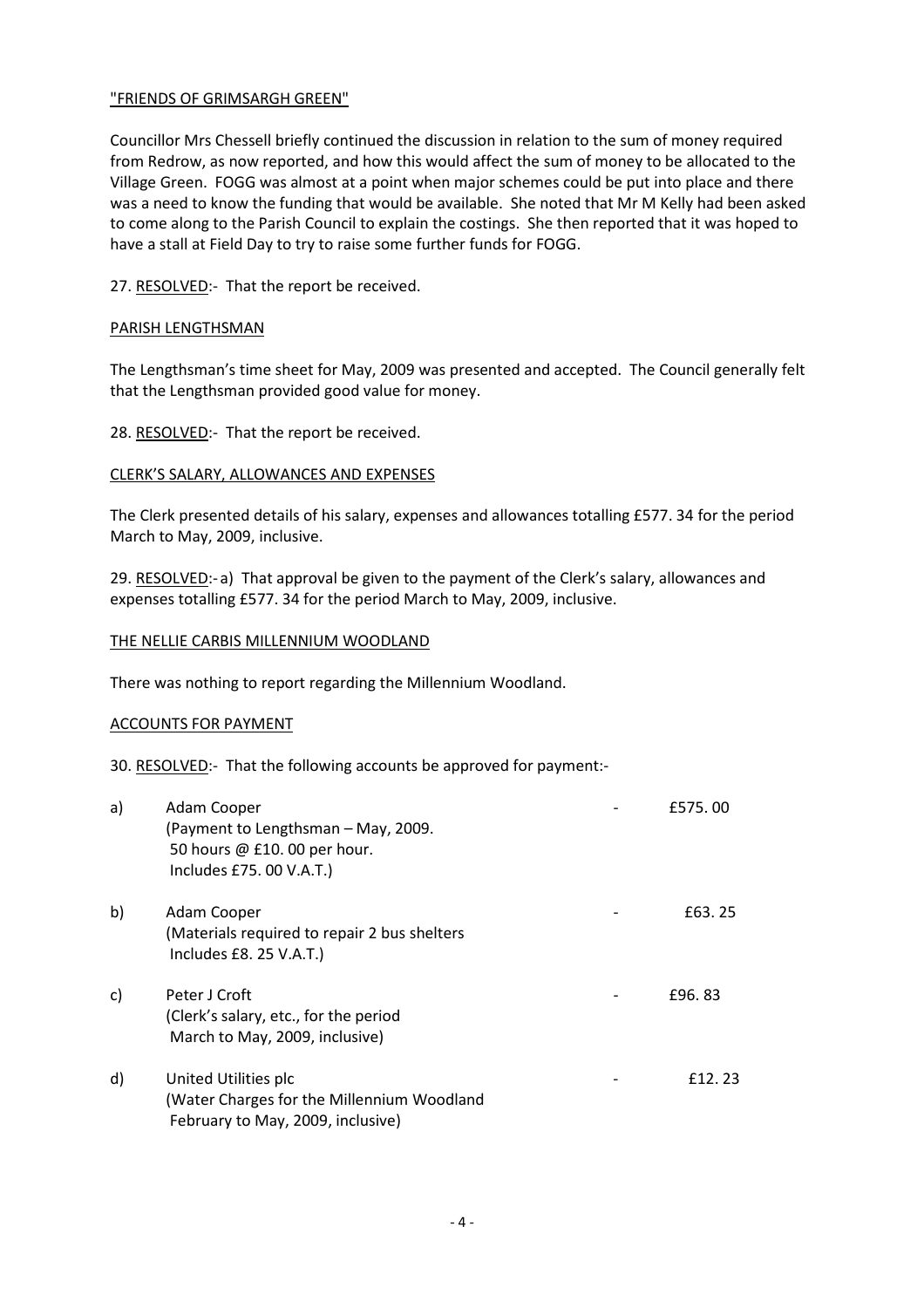"FRIENDS OF GRIMSARGH GREEN"

Councillor Mrs Chessell briefly continued the discussion in relation to the sum of money required from Redrow, as now reported, and how this would affect the sum of money to be allocated to the Village Green. FOGG was almost at a point when major schemes could be put into place and there was a need to know the funding that would be available. She noted that Mr M Kelly had been asked to come along to the Parish Council to explain the costings. She then reported that it was hoped to have a stall at Field Day to try to raise some further funds for FOGG.

27. RESOLVED:- That the report be received.

PARISH LENGTHSMAN

The Lengthsman's time sheet for May, 2009 was presented and accepted. The Council generally felt that the Lengthsman provided good value for money.

28. RESOLVED:- That the report be received.

CLERK'S SALARY, ALLOWANCES AND EXPENSES

The Clerk presented details of his salary, expenses and allowances totalling £577. 34 for the period March to May, 2009, inclusive.

29. RESOLVED:- a) That approval be given to the payment of the Clerk's salary, allowances and expenses totalling £577. 34 for the period March to May, 2009, inclusive.

THE NELLIE CARBIS MILLENNIUM WOODLAND

There was nothing to report regarding the Millennium Woodland.

ACCOUNTS FOR PAYMENT

30. RESOLVED:- That the following accounts be approved for payment:-

a) Adam Cooper - £575. 00
(Payment to Lengthsman – May, 2009.
50 hours @ £10. 00 per hour.
Includes £75. 00 V.A.T.)

b) Adam Cooper - £63. 25
(Materials required to repair 2 bus shelters
Includes £8. 25 V.A.T.)

c) Peter J Croft - £96. 83
(Clerk's salary, etc., for the period
March to May, 2009, inclusive)

d) United Utilities plc - £12. 23
(Water Charges for the Millennium Woodland
February to May, 2009, inclusive)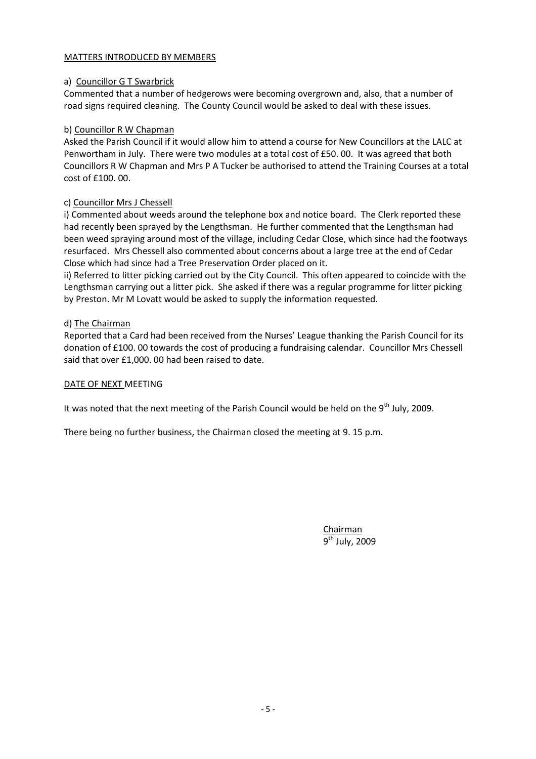## MATTERS INTRODUCED BY MEMBERS

a) Councillor G T Swarbrick

Commented that a number of hedgerows were becoming overgrown and, also, that a number of road signs required cleaning. The County Council would be asked to deal with these issues.

b) Councillor R W Chapman

Asked the Parish Council if it would allow him to attend a course for New Councillors at the LALC at Penwortham in July. There were two modules at a total cost of £50. 00. It was agreed that both Councillors R W Chapman and Mrs P A Tucker be authorised to attend the Training Courses at a total cost of £100. 00.

c) Councillor Mrs J Chessell

i) Commented about weeds around the telephone box and notice board. The Clerk reported these had recently been sprayed by the Lengthsman. He further commented that the Lengthsman had been weed spraying around most of the village, including Cedar Close, which since had the footways resurfaced. Mrs Chessell also commented about concerns about a large tree at the end of Cedar Close which had since had a Tree Preservation Order placed on it.

ii) Referred to litter picking carried out by the City Council. This often appeared to coincide with the Lengthsman carrying out a litter pick. She asked if there was a regular programme for litter picking by Preston. Mr M Lovatt would be asked to supply the information requested.

d) The Chairman

Reported that a Card had been received from the Nurses' League thanking the Parish Council for its donation of £100. 00 towards the cost of producing a fundraising calendar. Councillor Mrs Chessell said that over £1,000. 00 had been raised to date.

## DATE OF NEXT MEETING

It was noted that the next meeting of the Parish Council would be held on the 9th July, 2009.

There being no further business, the Chairman closed the meeting at 9. 15 p.m.

Chairman
9th July, 2009